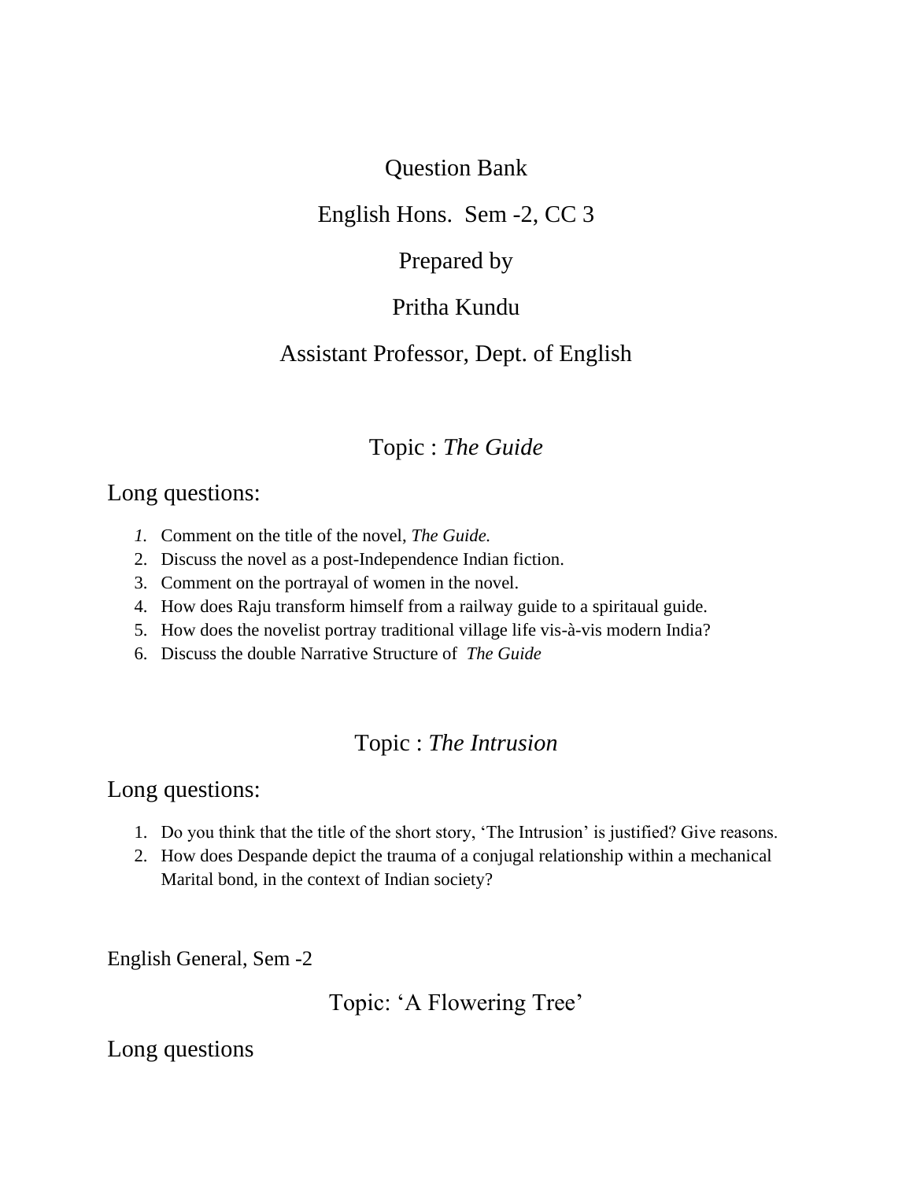# Question Bank

## English Hons. Sem -2, CC 3

Prepared by

Pritha Kundu

Assistant Professor, Dept. of English

## Topic : *The Guide*

### Long questions:

1. Comment on the title of the novel, *The Guide.*
2. Discuss the novel as a post-Independence Indian fiction.
3. Comment on the portrayal of women in the novel.
4. How does Raju transform himself from a railway guide to a spiritaual guide.
5. How does the novelist portray traditional village life vis-à-vis modern India?
6. Discuss the double Narrative Structure of *The Guide*

## Topic : *The Intrusion*

### Long questions:

1. Do you think that the title of the short story, 'The Intrusion' is justified? Give reasons.
2. How does Despande depict the trauma of a conjugal relationship within a mechanical Marital bond, in the context of Indian society?

English General, Sem -2

## Topic: 'A Flowering Tree'

### Long questions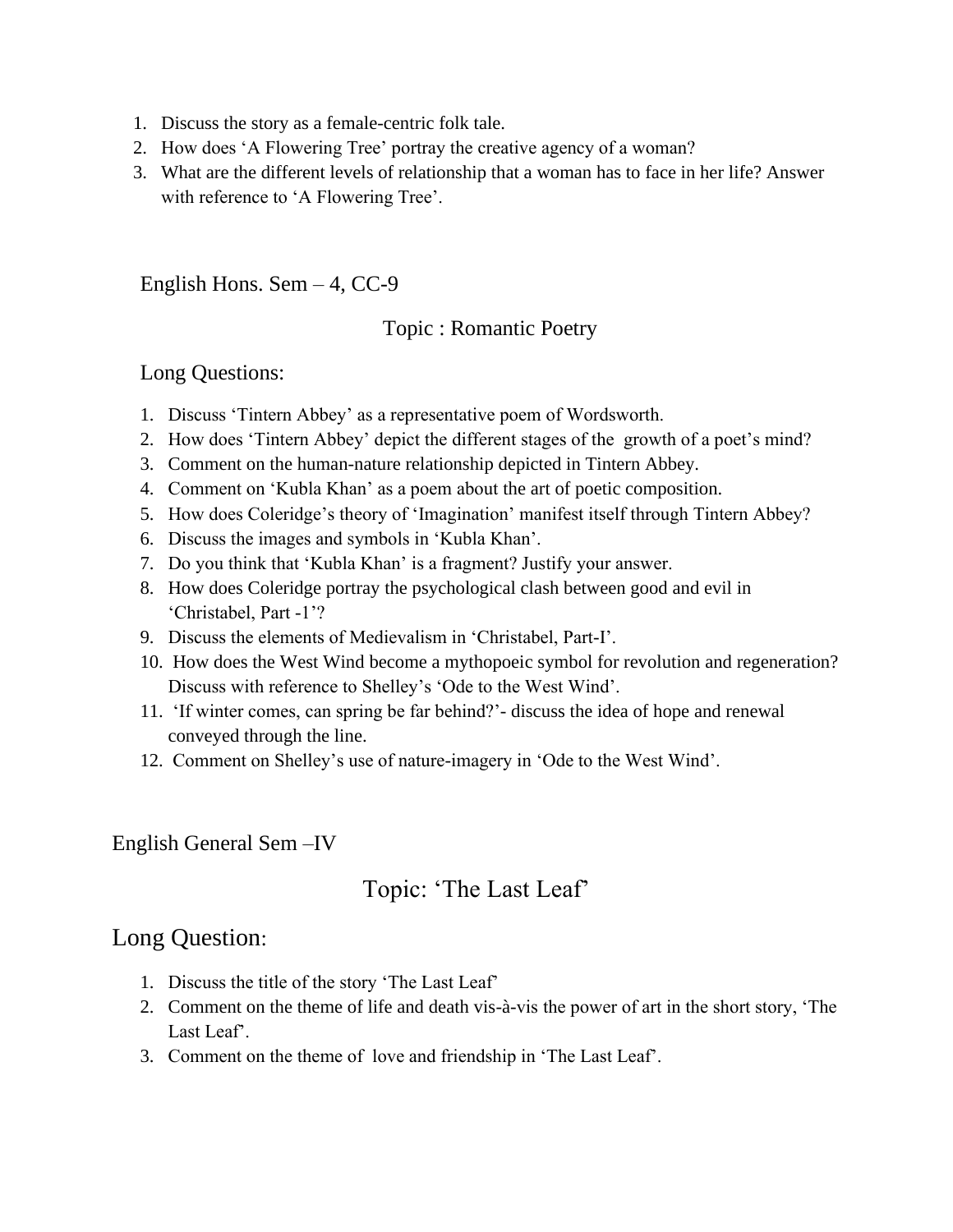1. Discuss the story as a female-centric folk tale.
2. How does ‘A Flowering Tree’ portray the creative agency of a woman?
3. What are the different levels of relationship that a woman has to face in her life? Answer with reference to ‘A Flowering Tree’.

## English Hons. Sem – 4, CC-9

### Topic : Romantic Poetry

### Long Questions:

1. Discuss ‘Tintern Abbey’ as a representative poem of Wordsworth.
2. How does ‘Tintern Abbey’ depict the different stages of the growth of a poet’s mind?
3. Comment on the human-nature relationship depicted in Tintern Abbey.
4. Comment on ‘Kubla Khan’ as a poem about the art of poetic composition.
5. How does Coleridge’s theory of ‘Imagination’ manifest itself through Tintern Abbey?
6. Discuss the images and symbols in ‘Kubla Khan’.
7. Do you think that ‘Kubla Khan’ is a fragment? Justify your answer.
8. How does Coleridge portray the psychological clash between good and evil in ‘Christabel, Part -1’?
9. Discuss the elements of Medievalism in ‘Christabel, Part-I’.
10. How does the West Wind become a mythopoeic symbol for revolution and regeneration? Discuss with reference to Shelley’s ‘Ode to the West Wind’.
11. ‘If winter comes, can spring be far behind?’- discuss the idea of hope and renewal conveyed through the line.
12. Comment on Shelley’s use of nature-imagery in ‘Ode to the West Wind’.

## English General Sem –IV

### Topic: ‘The Last Leaf’

### Long Question:

1. Discuss the title of the story ‘The Last Leaf’
2. Comment on the theme of life and death vis-à-vis the power of art in the short story, ‘The Last Leaf’.
3. Comment on the theme of love and friendship in ‘The Last Leaf’.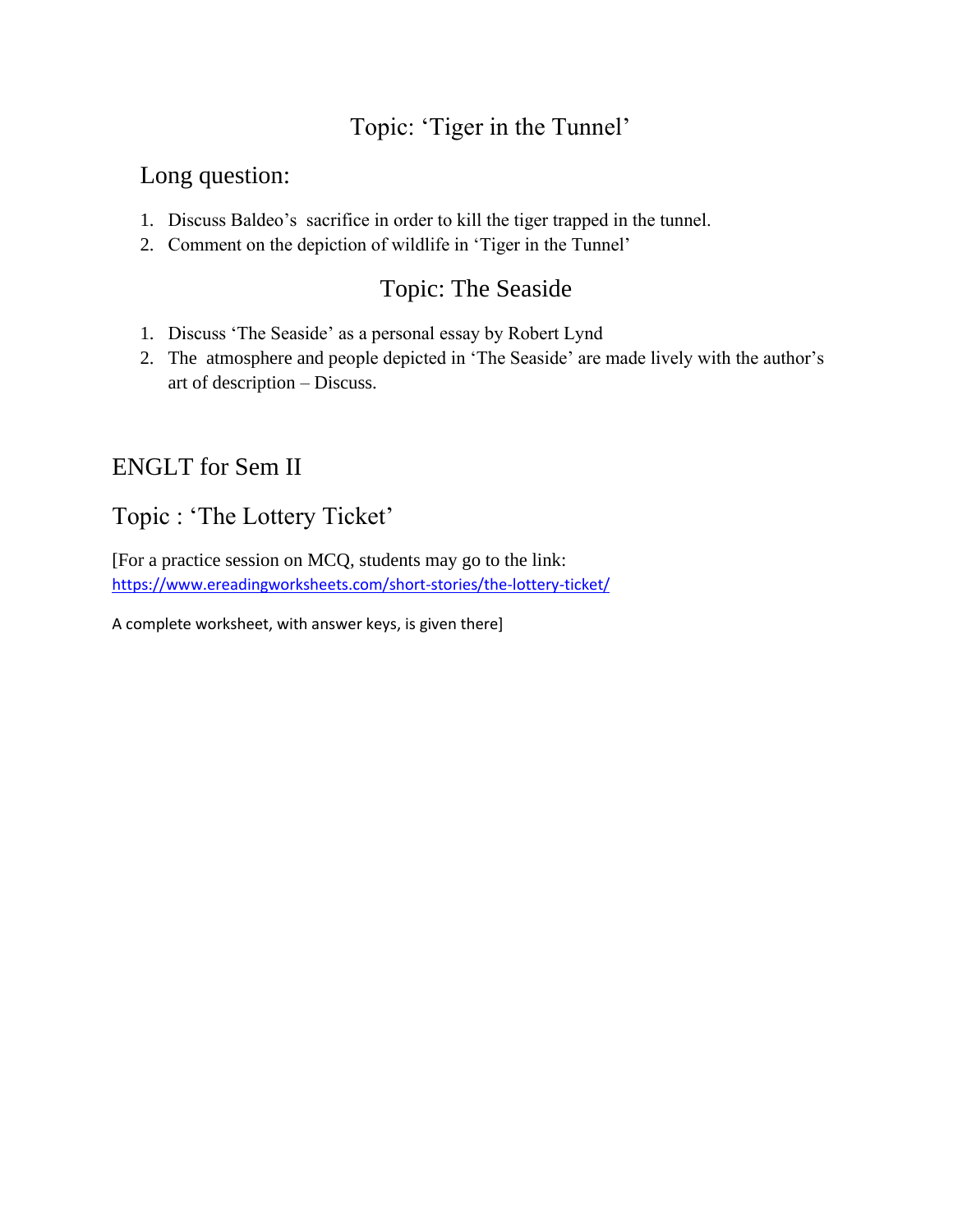## Topic: 'Tiger in the Tunnel'

### Long question:

1. Discuss Baldeo's sacrifice in order to kill the tiger trapped in the tunnel.
2. Comment on the depiction of wildlife in 'Tiger in the Tunnel'

## Topic: The Seaside

1. Discuss 'The Seaside' as a personal essay by Robert Lynd
2. The atmosphere and people depicted in 'The Seaside' are made lively with the author's art of description – Discuss.

## ENGLT for Sem II

## Topic : 'The Lottery Ticket'

[For a practice session on MCQ, students may go to the link:
https://www.ereadingworksheets.com/short-stories/the-lottery-ticket/

A complete worksheet, with answer keys, is given there]